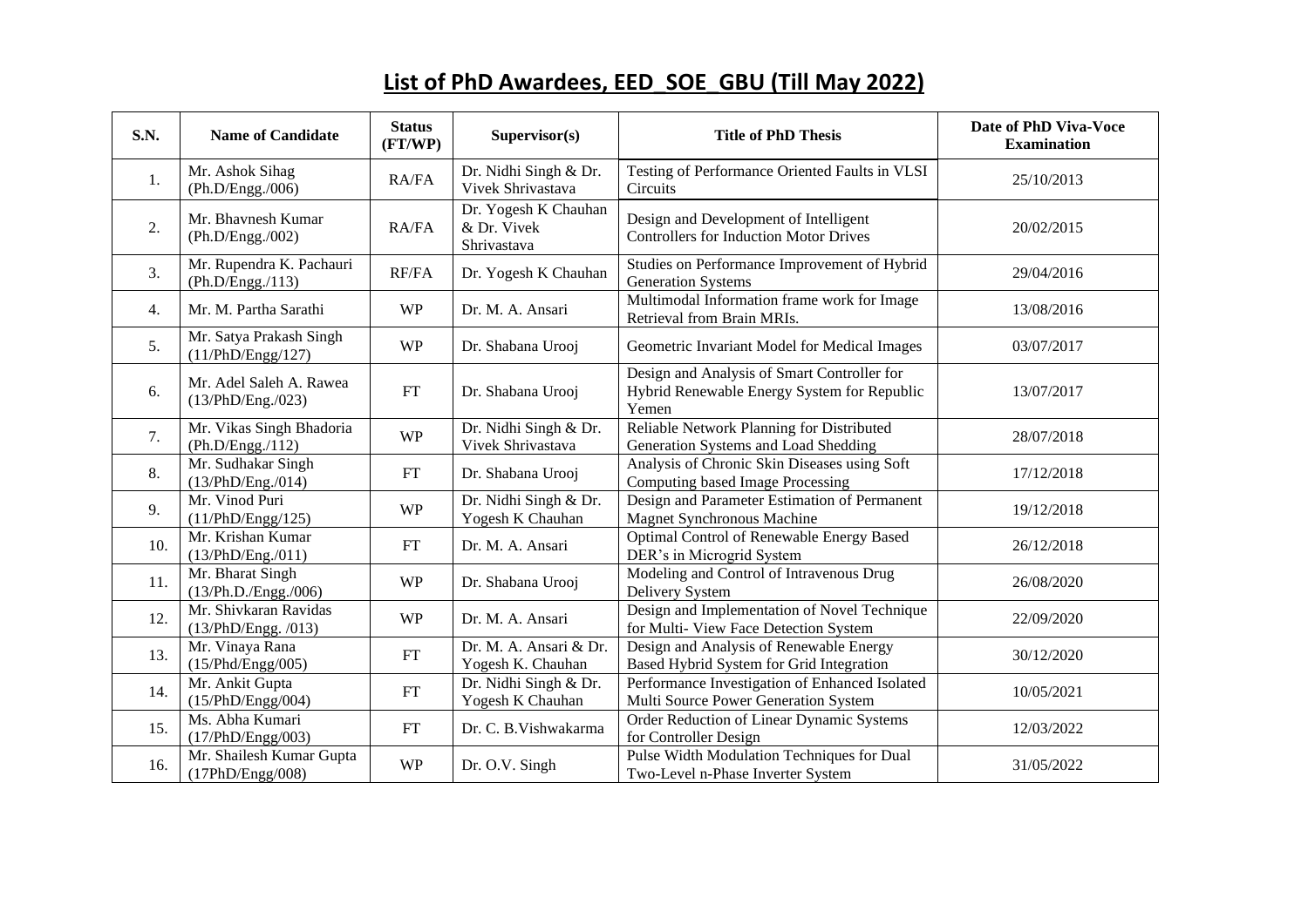# List of PhD Awardees, EED_SOE_GBU (Till May 2022)

| S.N. | Name of Candidate | Status (FT/WP) | Supervisor(s) | Title of PhD Thesis | Date of PhD Viva-Voce Examination |
|---|---|---|---|---|---|
| 1. | Mr. Ashok Sihag (Ph.D/Engg./006) | RA/FA | Dr. Nidhi Singh & Dr. Vivek Shrivastava | Testing of Performance Oriented Faults in VLSI Circuits | 25/10/2013 |
| 2. | Mr. Bhavnesh Kumar (Ph.D/Engg./002) | RA/FA | Dr. Yogesh K Chauhan & Dr. Vivek Shrivastava | Design and Development of Intelligent Controllers for Induction Motor Drives | 20/02/2015 |
| 3. | Mr. Rupendra K. Pachauri (Ph.D/Engg./113) | RF/FA | Dr. Yogesh K Chauhan | Studies on Performance Improvement of Hybrid Generation Systems | 29/04/2016 |
| 4. | Mr. M. Partha Sarathi | WP | Dr. M. A. Ansari | Multimodal Information frame work for Image Retrieval from Brain MRIs. | 13/08/2016 |
| 5. | Mr. Satya Prakash Singh (11/PhD/Engg/127) | WP | Dr. Shabana Urooj | Geometric Invariant Model for Medical Images | 03/07/2017 |
| 6. | Mr. Adel Saleh A. Rawea (13/PhD/Eng./023) | FT | Dr. Shabana Urooj | Design and Analysis of Smart Controller for Hybrid Renewable Energy System for Republic Yemen | 13/07/2017 |
| 7. | Mr. Vikas Singh Bhadoria (Ph.D/Engg./112) | WP | Dr. Nidhi Singh & Dr. Vivek Shrivastava | Reliable Network Planning for Distributed Generation Systems and Load Shedding | 28/07/2018 |
| 8. | Mr. Sudhakar Singh (13/PhD/Eng./014) | FT | Dr. Shabana Urooj | Analysis of Chronic Skin Diseases using Soft Computing based Image Processing | 17/12/2018 |
| 9. | Mr. Vinod Puri (11/PhD/Engg/125) | WP | Dr. Nidhi Singh & Dr. Yogesh K Chauhan | Design and Parameter Estimation of Permanent Magnet Synchronous Machine | 19/12/2018 |
| 10. | Mr. Krishan Kumar (13/PhD/Eng./011) | FT | Dr. M. A. Ansari | Optimal Control of Renewable Energy Based DER's in Microgrid System | 26/12/2018 |
| 11. | Mr. Bharat Singh (13/Ph.D./Engg./006) | WP | Dr. Shabana Urooj | Modeling and Control of Intravenous Drug Delivery System | 26/08/2020 |
| 12. | Mr. Shivkaran Ravidas (13/PhD/Engg. /013) | WP | Dr. M. A. Ansari | Design and Implementation of Novel Technique for Multi- View Face Detection System | 22/09/2020 |
| 13. | Mr. Vinaya Rana (15/Phd/Engg/005) | FT | Dr. M. A. Ansari & Dr. Yogesh K. Chauhan | Design and Analysis of Renewable Energy Based Hybrid System for Grid Integration | 30/12/2020 |
| 14. | Mr. Ankit Gupta (15/PhD/Engg/004) | FT | Dr. Nidhi Singh & Dr. Yogesh K Chauhan | Performance Investigation of Enhanced Isolated Multi Source Power Generation System | 10/05/2021 |
| 15. | Ms. Abha Kumari (17/PhD/Engg/003) | FT | Dr. C. B.Vishwakarma | Order Reduction of Linear Dynamic Systems for Controller Design | 12/03/2022 |
| 16. | Mr. Shailesh Kumar Gupta (17PhD/Engg/008) | WP | Dr. O.V. Singh | Pulse Width Modulation Techniques for Dual Two-Level n-Phase Inverter System | 31/05/2022 |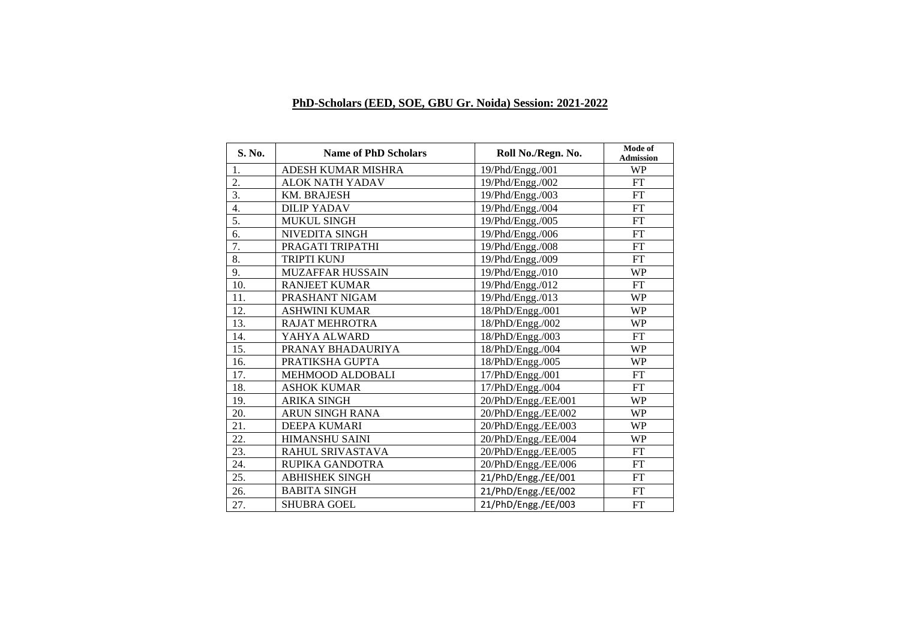**PhD-Scholars (EED, SOE, GBU Gr. Noida) Session: 2021-2022**

| S. No. | Name of PhD Scholars | Roll No./Regn. No. | Mode of Admission |
|---|---|---|---|
| 1. | ADESH KUMAR MISHRA | 19/Phd/Engg./001 | WP |
| 2. | ALOK NATH YADAV | 19/Phd/Engg./002 | FT |
| 3. | KM. BRAJESH | 19/Phd/Engg./003 | FT |
| 4. | DILIP YADAV | 19/Phd/Engg./004 | FT |
| 5. | MUKUL SINGH | 19/Phd/Engg./005 | FT |
| 6. | NIVEDITA SINGH | 19/Phd/Engg./006 | FT |
| 7. | PRAGATI TRIPATHI | 19/Phd/Engg./008 | FT |
| 8. | TRIPTI KUNJ | 19/Phd/Engg./009 | FT |
| 9. | MUZAFFAR HUSSAIN | 19/Phd/Engg./010 | WP |
| 10. | RANJEET KUMAR | 19/Phd/Engg./012 | FT |
| 11. | PRASHANT NIGAM | 19/Phd/Engg./013 | WP |
| 12. | ASHWINI KUMAR | 18/PhD/Engg./001 | WP |
| 13. | RAJAT MEHROTRA | 18/PhD/Engg./002 | WP |
| 14. | YAHYA ALWARD | 18/PhD/Engg./003 | FT |
| 15. | PRANAY BHADAURIYA | 18/PhD/Engg./004 | WP |
| 16. | PRATIKSHA GUPTA | 18/PhD/Engg./005 | WP |
| 17. | MEHMOOD ALDOBALI | 17/PhD/Engg./001 | FT |
| 18. | ASHOK KUMAR | 17/PhD/Engg./004 | FT |
| 19. | ARIKA SINGH | 20/PhD/Engg./EE/001 | WP |
| 20. | ARUN SINGH RANA | 20/PhD/Engg./EE/002 | WP |
| 21. | DEEPA KUMARI | 20/PhD/Engg./EE/003 | WP |
| 22. | HIMANSHU SAINI | 20/PhD/Engg./EE/004 | WP |
| 23. | RAHUL SRIVASTAVA | 20/PhD/Engg./EE/005 | FT |
| 24. | RUPIKA GANDOTRA | 20/PhD/Engg./EE/006 | FT |
| 25. | ABHISHEK SINGH | 21/PhD/Engg./EE/001 | FT |
| 26. | BABITA SINGH | 21/PhD/Engg./EE/002 | FT |
| 27. | SHUBRA GOEL | 21/PhD/Engg./EE/003 | FT |